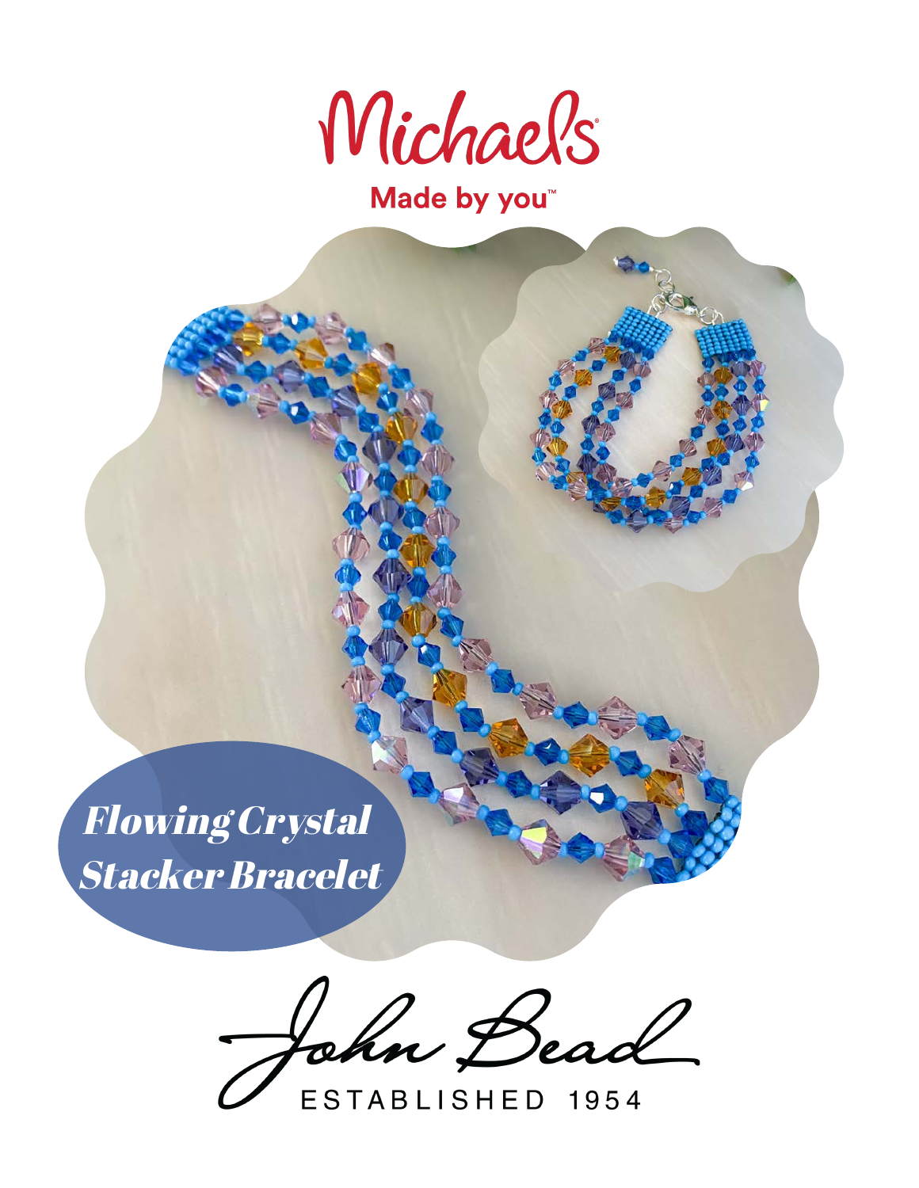Michaels

Made by you™

# Flowing Crystal Stacker Bracelet

John Bead

ESTABLISHED 1954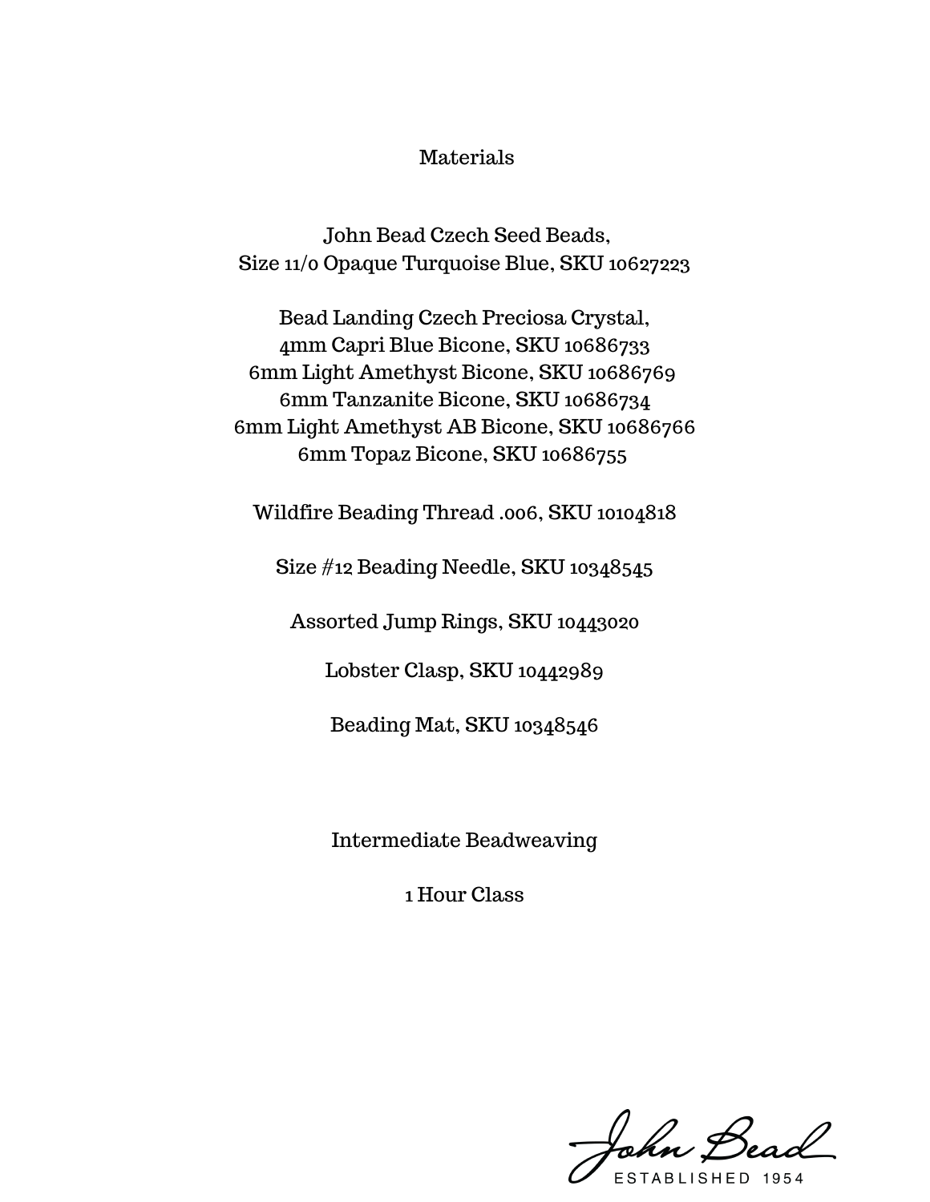## Materials

John Bead Czech Seed Beads,
Size 11/0 Opaque Turquoise Blue, SKU 10627223

Bead Landing Czech Preciosa Crystal,
4mm Capri Blue Bicone, SKU 10686733
6mm Light Amethyst Bicone, SKU 10686769
6mm Tanzanite Bicone, SKU 10686734
6mm Light Amethyst AB Bicone, SKU 10686766
6mm Topaz Bicone, SKU 10686755

Wildfire Beading Thread .006, SKU 10104818

Size #12 Beading Needle, SKU 10348545

Assorted Jump Rings, SKU 10443020

Lobster Clasp, SKU 10442989

Beading Mat, SKU 10348546

Intermediate Beadweaving

1 Hour Class

John Bead
ESTABLISHED 1954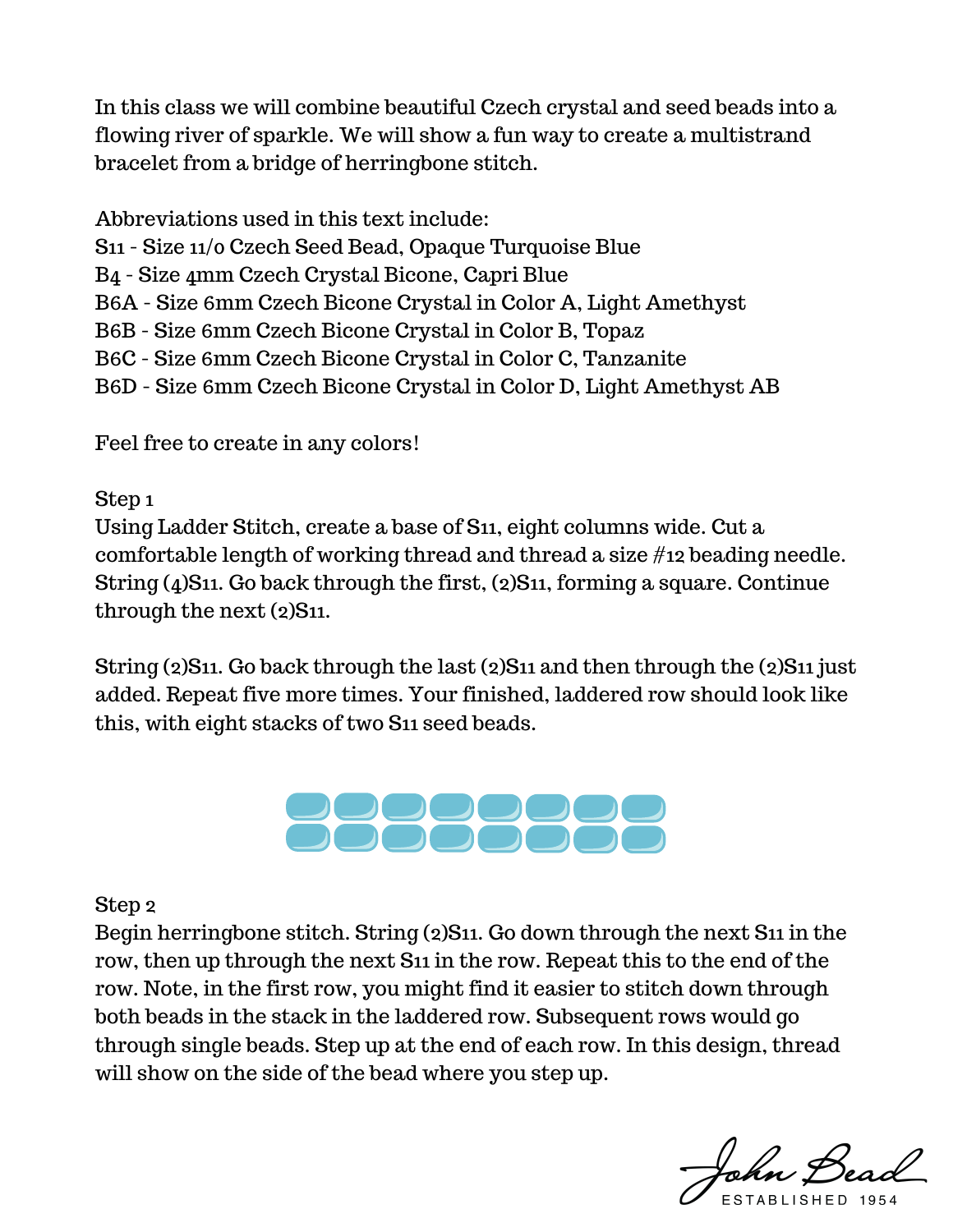In this class we will combine beautiful Czech crystal and seed beads into a flowing river of sparkle. We will show a fun way to create a multistrand bracelet from a bridge of herringbone stitch.

Abbreviations used in this text include:
S11 - Size 11/0 Czech Seed Bead, Opaque Turquoise Blue
B4 - Size 4mm Czech Crystal Bicone, Capri Blue
B6A - Size 6mm Czech Bicone Crystal in Color A, Light Amethyst
B6B - Size 6mm Czech Bicone Crystal in Color B, Topaz
B6C - Size 6mm Czech Bicone Crystal in Color C, Tanzanite
B6D - Size 6mm Czech Bicone Crystal in Color D, Light Amethyst AB

Feel free to create in any colors!

Step 1
Using Ladder Stitch, create a base of S11, eight columns wide. Cut a comfortable length of working thread and thread a size #12 beading needle. String (4)S11. Go back through the first, (2)S11, forming a square. Continue through the next (2)S11.

String (2)S11. Go back through the last (2)S11 and then through the (2)S11 just added. Repeat five more times. Your finished, laddered row should look like this, with eight stacks of two S11 seed beads.

Step 2
Begin herringbone stitch. String (2)S11. Go down through the next S11 in the row, then up through the next S11 in the row. Repeat this to the end of the row. Note, in the first row, you might find it easier to stitch down through both beads in the stack in the laddered row. Subsequent rows would go through single beads. Step up at the end of each row. In this design, thread will show on the side of the bead where you step up.

John Bead
ESTABLISHED 1954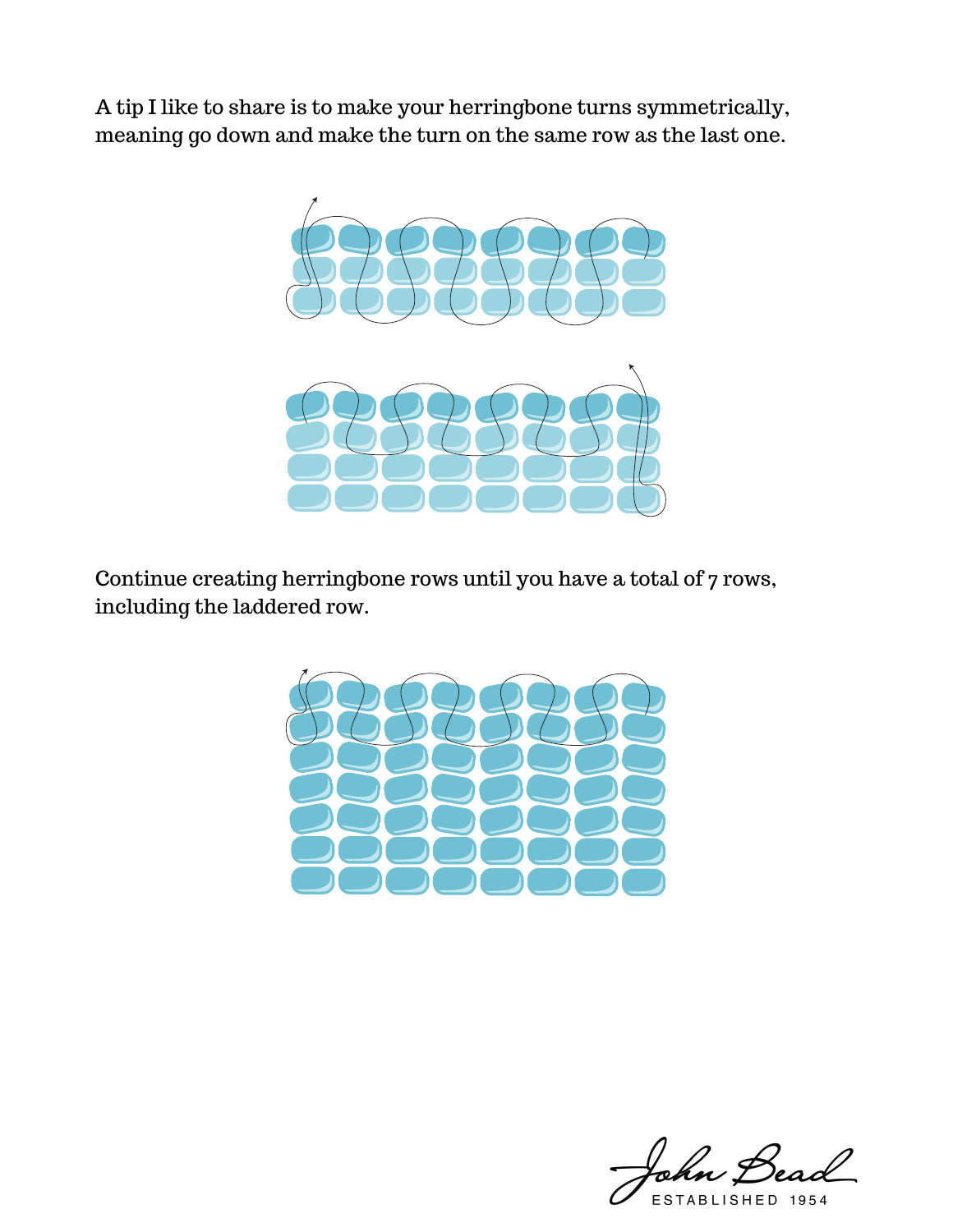A tip I like to share is to make your herringbone turns symmetrically, meaning go down and make the turn on the same row as the last one.

Continue creating herringbone rows until you have a total of 7 rows, including the laddered row.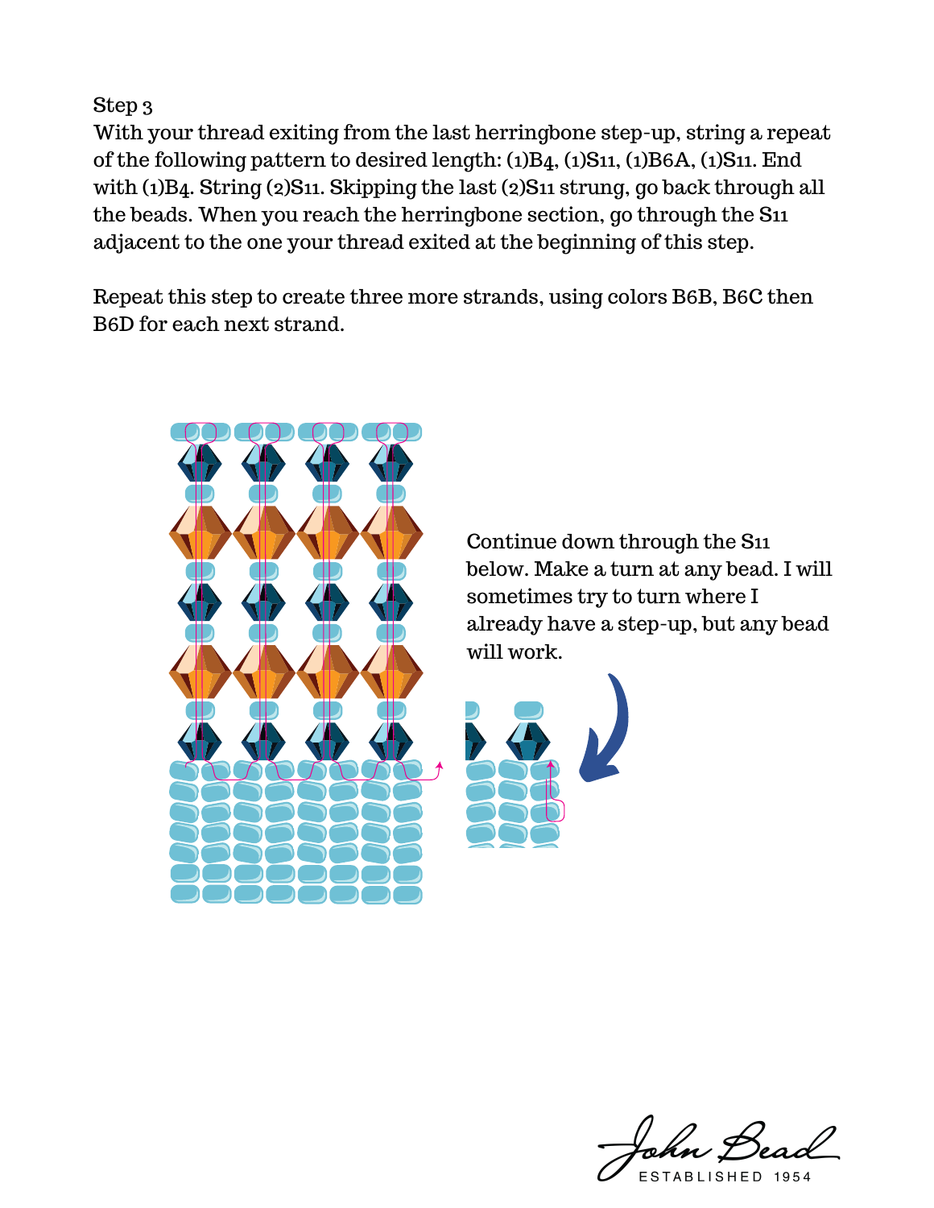Step 3

With your thread exiting from the last herringbone step-up, string a repeat of the following pattern to desired length: (1)B4, (1)S11, (1)B6A, (1)S11. End with (1)B4. String (2)S11. Skipping the last (2)S11 strung, go back through all the beads. When you reach the herringbone section, go through the S11 adjacent to the one your thread exited at the beginning of this step.

Repeat this step to create three more strands, using colors B6B, B6C then B6D for each next strand.

Continue down through the S11 below. Make a turn at any bead. I will sometimes try to turn where I already have a step-up, but any bead will work.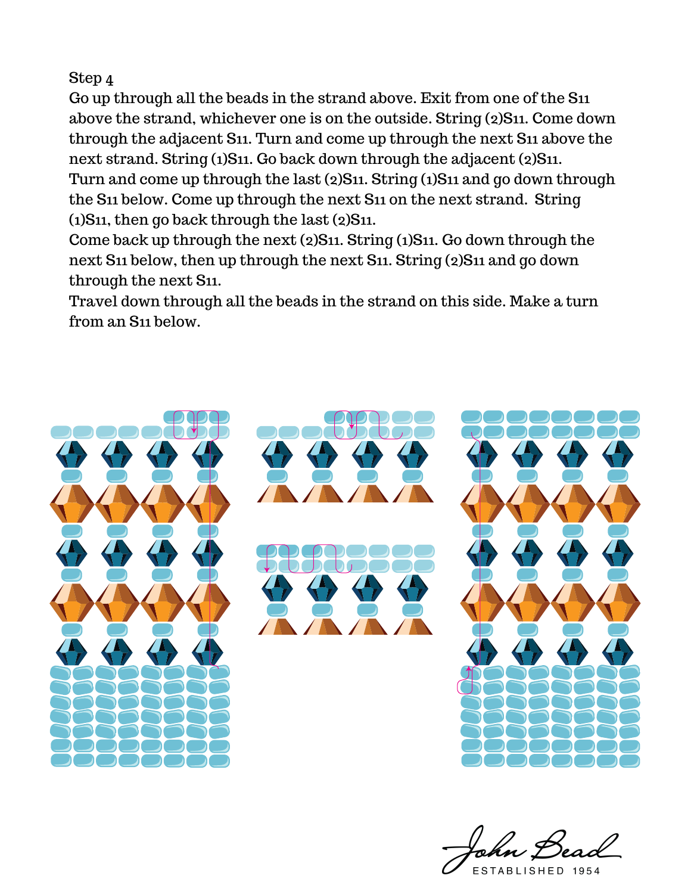Step 4

Go up through all the beads in the strand above. Exit from one of the S11 above the strand, whichever one is on the outside. String (2)S11. Come down through the adjacent S11. Turn and come up through the next S11 above the next strand. String (1)S11. Go back down through the adjacent (2)S11. Turn and come up through the last (2)S11. String (1)S11 and go down through the S11 below. Come up through the next S11 on the next strand. String (1)S11, then go back through the last (2)S11.

Come back up through the next (2)S11. String (1)S11. Go down through the next S11 below, then up through the next S11. String (2)S11 and go down through the next S11.

Travel down through all the beads in the strand on this side. Make a turn from an S11 below.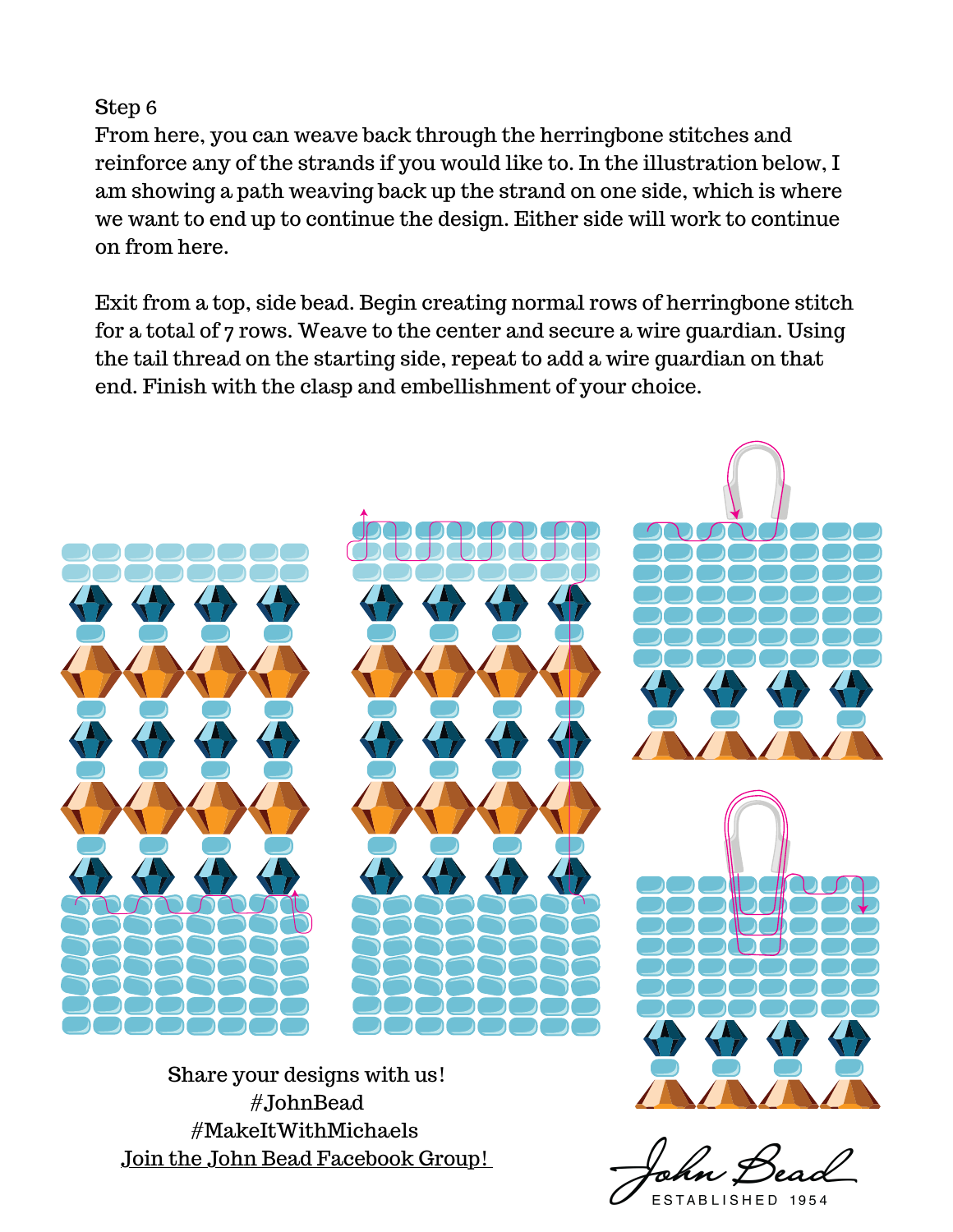Step 6

From here, you can weave back through the herringbone stitches and reinforce any of the strands if you would like to. In the illustration below, I am showing a path weaving back up the strand on one side, which is where we want to end up to continue the design. Either side will work to continue on from here.

Exit from a top, side bead. Begin creating normal rows of herringbone stitch for a total of 7 rows. Weave to the center and secure a wire guardian. Using the tail thread on the starting side, repeat to add a wire guardian on that end. Finish with the clasp and embellishment of your choice.

Share your designs with us!
#JohnBead
#MakeItWithMichaels
Join the John Bead Facebook Group!

John Bead
ESTABLISHED 1954